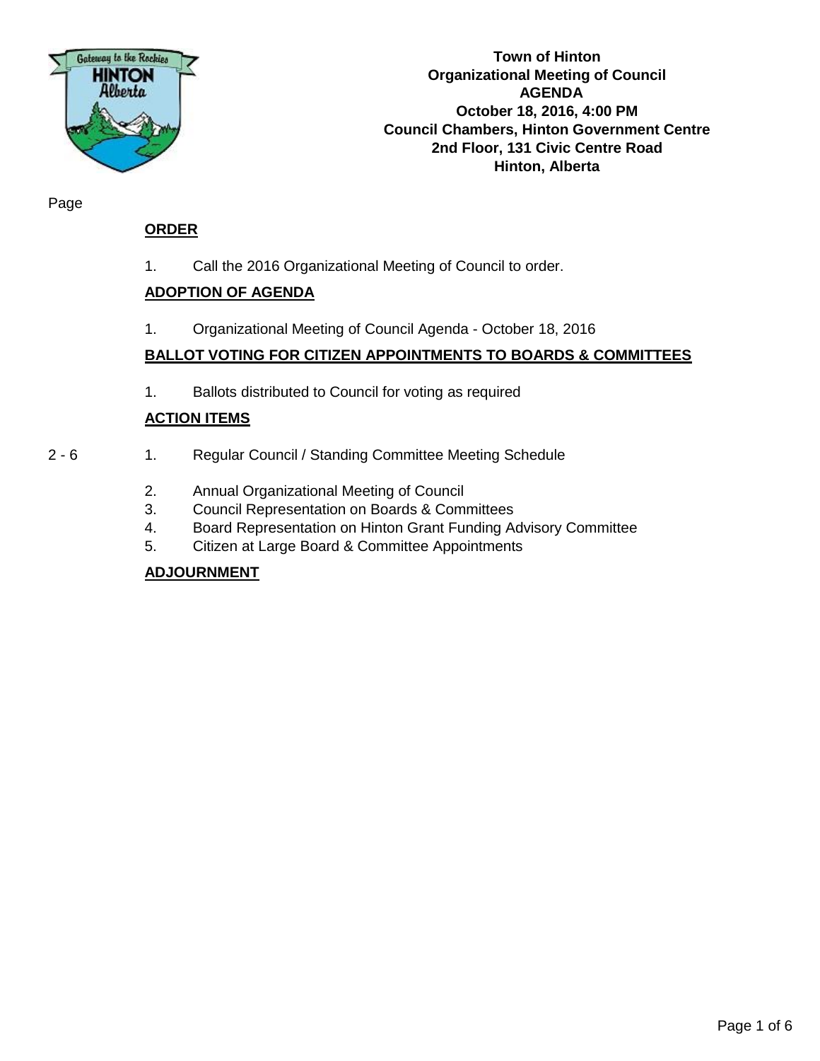# Town of Hinton
## Organizational Meeting of Council
## AGENDA
**October 18, 2016, 4:00 PM**
**Council Chambers, Hinton Government Centre**
**2nd Floor, 131 Civic Centre Road**
**Hinton, Alberta**

Page

### ORDER

1. Call the 2016 Organizational Meeting of Council to order.

### ADOPTION OF AGENDA

1. Organizational Meeting of Council Agenda - October 18, 2016

### BALLOT VOTING FOR CITIZEN APPOINTMENTS TO BOARDS & COMMITTEES

1. Ballots distributed to Council for voting as required

### ACTION ITEMS

| Page | Item |
|---|---|
| 2 - 6 | 1. Regular Council / Standing Committee Meeting Schedule |
| | 2. Annual Organizational Meeting of Council |
| | 3. Council Representation on Boards & Committees |
| | 4. Board Representation on Hinton Grant Funding Advisory Committee |
| | 5. Citizen at Large Board & Committee Appointments |

### ADJOURNMENT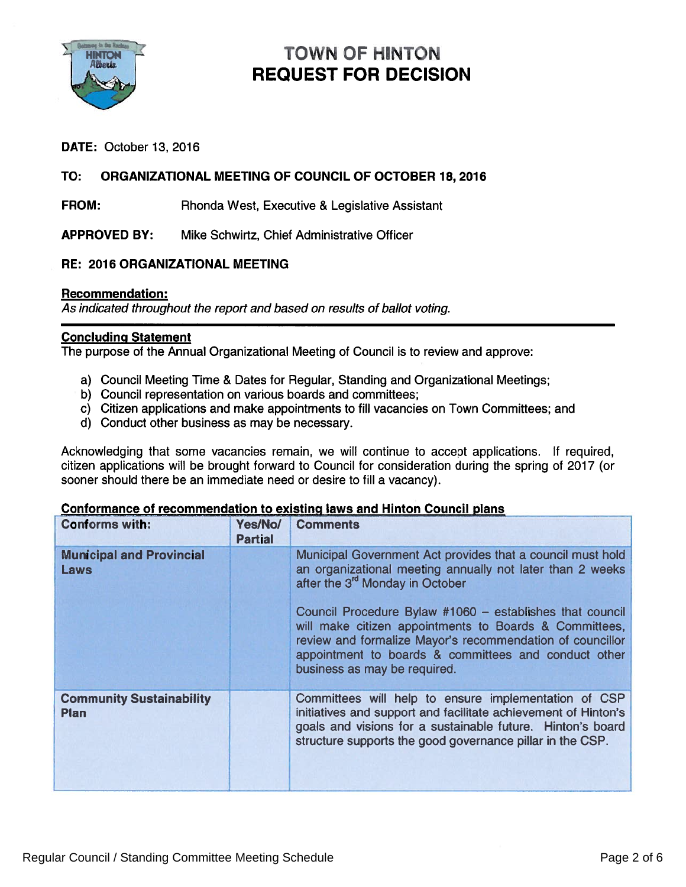# TOWN OF HINTON
# REQUEST FOR DECISION

**DATE:** October 13, 2016

**TO: ORGANIZATIONAL MEETING OF COUNCIL OF OCTOBER 18, 2016**

**FROM:** Rhonda West, Executive & Legislative Assistant

**APPROVED BY:** Mike Schwirtz, Chief Administrative Officer

**RE: 2016 ORGANIZATIONAL MEETING**

**Recommendation:**
*As indicated throughout the report and based on results of ballot voting.*

---

**Concluding Statement**
The purpose of the Annual Organizational Meeting of Council is to review and approve:

a) Council Meeting Time & Dates for Regular, Standing and Organizational Meetings;
b) Council representation on various boards and committees;
c) Citizen applications and make appointments to fill vacancies on Town Committees; and
d) Conduct other business as may be necessary.

Acknowledging that some vacancies remain, we will continue to accept applications. If required, citizen applications will be brought forward to Council for consideration during the spring of 2017 (or sooner should there be an immediate need or desire to fill a vacancy).

**Conformance of recommendation to existing laws and Hinton Council plans**

| Conforms with: | Yes/No/ Partial | Comments |
|---|---|---|
| **Municipal and Provincial Laws** | | Municipal Government Act provides that a council must hold an organizational meeting annually not later than 2 weeks after the 3rd Monday in October<br><br>Council Procedure Bylaw #1060 – establishes that council will make citizen appointments to Boards & Committees, review and formalize Mayor's recommendation of councillor appointment to boards & committees and conduct other business as may be required. |
| **Community Sustainability Plan** | | Committees will help to ensure implementation of CSP initiatives and support and facilitate achievement of Hinton's goals and visions for a sustainable future. Hinton's board structure supports the good governance pillar in the CSP. |

Regular Council / Standing Committee Meeting Schedule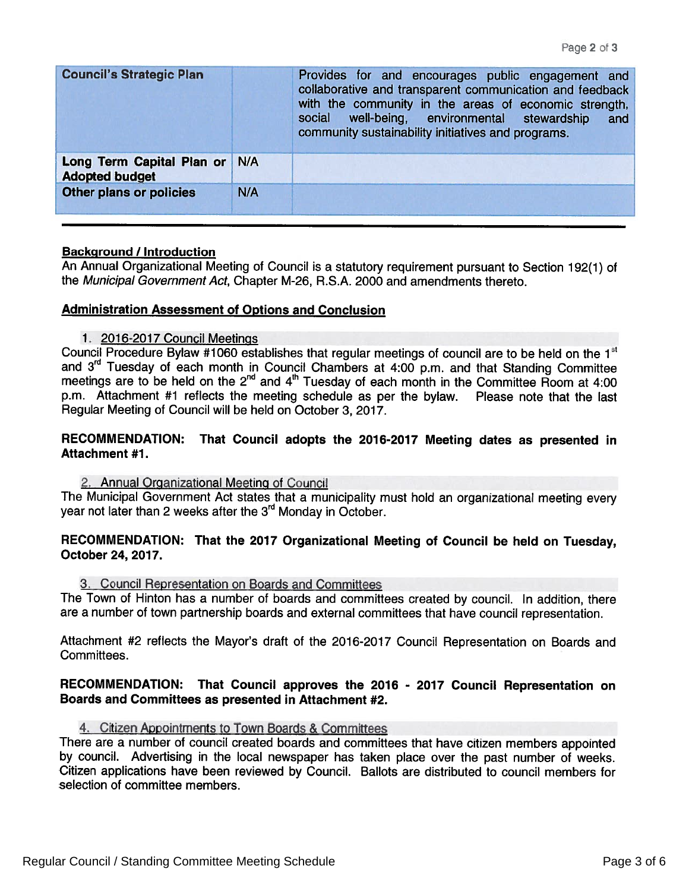| Council's Strategic Plan | | Provides for and encourages public engagement and collaborative and transparent communication and feedback with the community in the areas of economic strength, social well-being, environmental stewardship and community sustainability initiatives and programs. |
|---|---|---|
| **Long Term Capital Plan or Adopted budget** | N/A | |
| **Other plans or policies** | N/A | |

---

**Background / Introduction**

An Annual Organizational Meeting of Council is a statutory requirement pursuant to Section 192(1) of the *Municipal Government Act*, Chapter M-26, R.S.A. 2000 and amendments thereto.

**Administration Assessment of Options and Conclusion**

1. 2016-2017 Council Meetings

Council Procedure Bylaw #1060 establishes that regular meetings of council are to be held on the 1st and 3rd Tuesday of each month in Council Chambers at 4:00 p.m. and that Standing Committee meetings are to be held on the 2nd and 4th Tuesday of each month in the Committee Room at 4:00 p.m. Attachment #1 reflects the meeting schedule as per the bylaw. Please note that the last Regular Meeting of Council will be held on October 3, 2017.

**RECOMMENDATION: That Council adopts the 2016-2017 Meeting dates as presented in Attachment #1.**

2. Annual Organizational Meeting of Council

The Municipal Government Act states that a municipality must hold an organizational meeting every year not later than 2 weeks after the 3rd Monday in October.

**RECOMMENDATION: That the 2017 Organizational Meeting of Council be held on Tuesday, October 24, 2017.**

3. Council Representation on Boards and Committees

The Town of Hinton has a number of boards and committees created by council. In addition, there are a number of town partnership boards and external committees that have council representation.

Attachment #2 reflects the Mayor's draft of the 2016-2017 Council Representation on Boards and Committees.

**RECOMMENDATION: That Council approves the 2016 - 2017 Council Representation on Boards and Committees as presented in Attachment #2.**

4. Citizen Appointments to Town Boards & Committees

There are a number of council created boards and committees that have citizen members appointed by council. Advertising in the local newspaper has taken place over the past number of weeks. Citizen applications have been reviewed by Council. Ballots are distributed to council members for selection of committee members.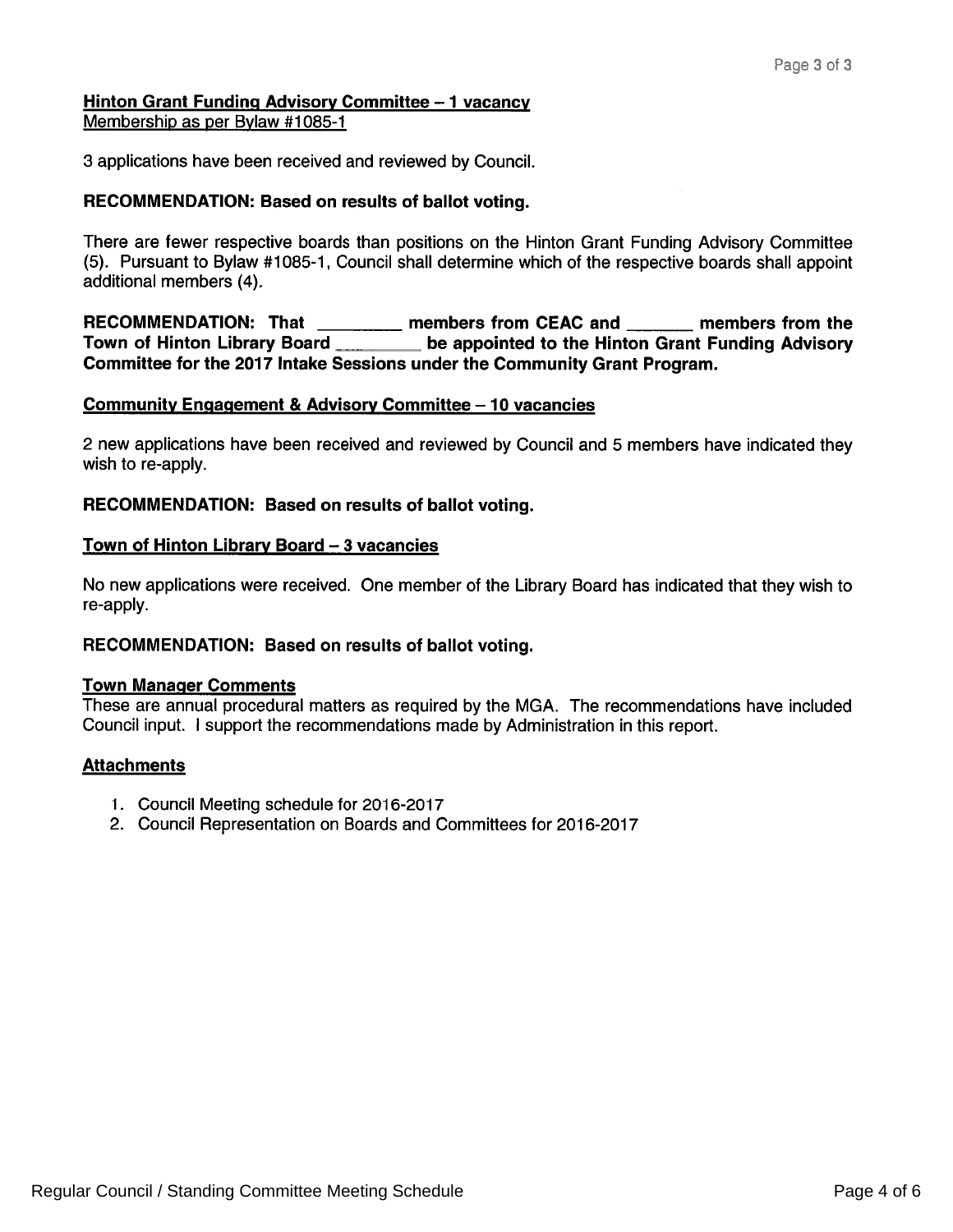**Hinton Grant Funding Advisory Committee – 1 vacancy**
Membership as per Bylaw #1085-1

3 applications have been received and reviewed by Council.

**RECOMMENDATION: Based on results of ballot voting.**

There are fewer respective boards than positions on the Hinton Grant Funding Advisory Committee (5). Pursuant to Bylaw #1085-1, Council shall determine which of the respective boards shall appoint additional members (4).

**RECOMMENDATION: That _________ members from CEAC and _______ members from the Town of Hinton Library Board _________ be appointed to the Hinton Grant Funding Advisory Committee for the 2017 Intake Sessions under the Community Grant Program.**

**Community Engagement & Advisory Committee – 10 vacancies**

2 new applications have been received and reviewed by Council and 5 members have indicated they wish to re-apply.

**RECOMMENDATION: Based on results of ballot voting.**

**Town of Hinton Library Board – 3 vacancies**

No new applications were received. One member of the Library Board has indicated that they wish to re-apply.

**RECOMMENDATION: Based on results of ballot voting.**

**Town Manager Comments**
These are annual procedural matters as required by the MGA. The recommendations have included Council input. I support the recommendations made by Administration in this report.

**Attachments**

1. Council Meeting schedule for 2016-2017
2. Council Representation on Boards and Committees for 2016-2017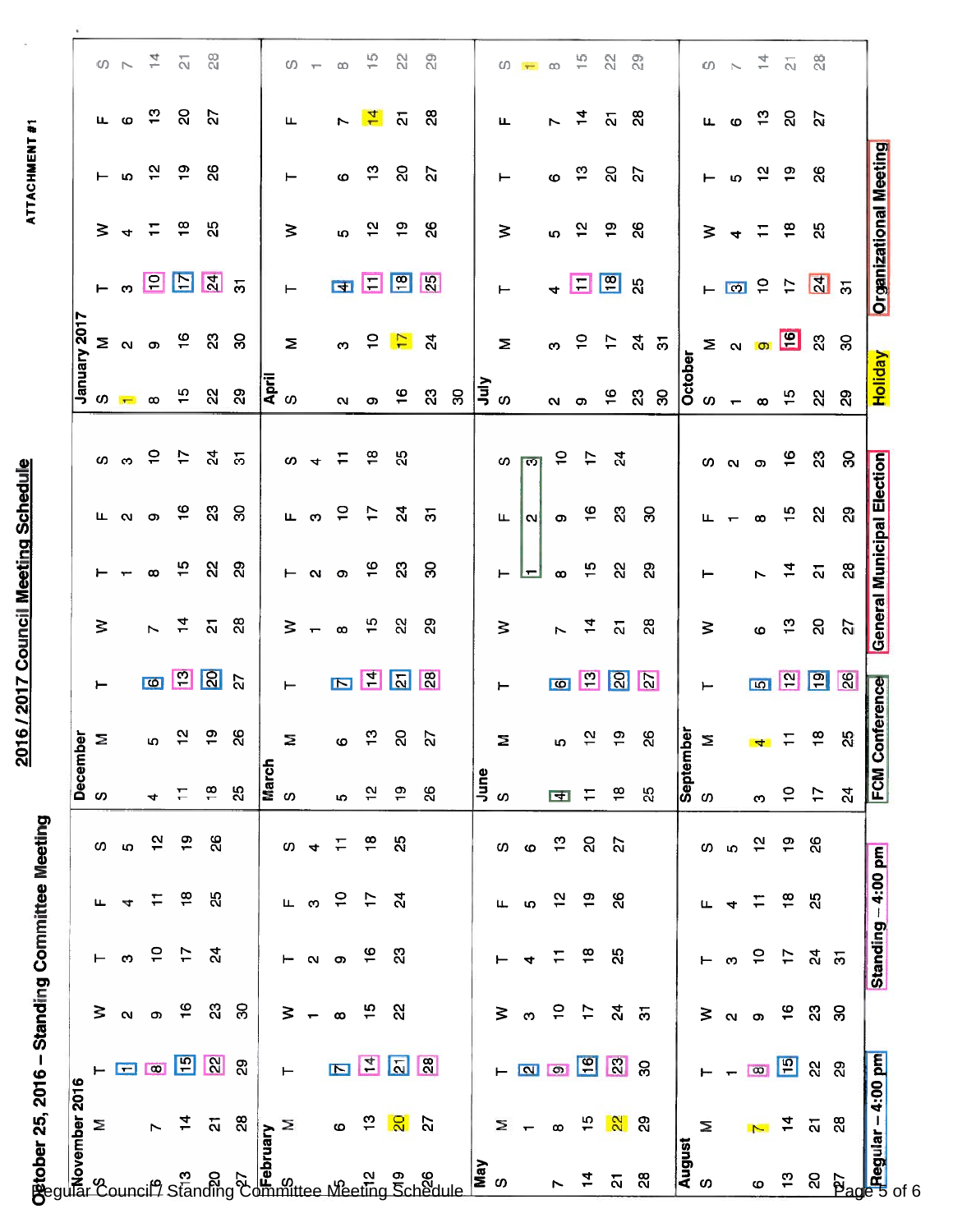ATTACHMENT #1

# 2016 / 2017 Council Meeting Schedule

## October 25, 2016 – Standing Committee Meeting

### November 2016

| S | M | T | W | T | F | S |
|---|---|---|---|---|---|---|
| | | 1 | 2 | 3 | 4 | 5 |
| 6 | 7 | 8 | 9 | 10 | 11 | 12 |
| 13 | 14 | 15 | 16 | 17 | 18 | 19 |
| 20 | 21 | 22 | 23 | 24 | 25 | 26 |
| 27 | 28 | 29 | 30 | | | |

### December

| S | M | T | W | T | F | S |
|---|---|---|---|---|---|---|
| | | | | 1 | 2 | 3 |
| 4 | 5 | 6 | 7 | 8 | 9 | 10 |
| 11 | 12 | 13 | 14 | 15 | 16 | 17 |
| 18 | 19 | 20 | 21 | 22 | 23 | 24 |
| 25 | 26 | 27 | 28 | 29 | 30 | 31 |

### January 2017

| S | M | T | W | T | F | S |
|---|---|---|---|---|---|---|
| 1 | 2 | 3 | 4 | 5 | 6 | 7 |
| 8 | 9 | 10 | 11 | 12 | 13 | 14 |
| 15 | 16 | 17 | 18 | 19 | 20 | 21 |
| 22 | 23 | 24 | 25 | 26 | 27 | 28 |
| 29 | 30 | 31 | | | | |

### February

| S | M | T | W | T | F | S |
|---|---|---|---|---|---|---|
| | | | 1 | 2 | 3 | 4 |
| 5 | 6 | 7 | 8 | 9 | 10 | 11 |
| 12 | 13 | 14 | 15 | 16 | 17 | 18 |
| 19 | 20 | 21 | 22 | 23 | 24 | 25 |
| 26 | 27 | 28 | | | | |

### March

| S | M | T | W | T | F | S |
|---|---|---|---|---|---|---|
| | | | 1 | 2 | 3 | 4 |
| 5 | 6 | 7 | 8 | 9 | 10 | 11 |
| 12 | 13 | 14 | 15 | 16 | 17 | 18 |
| 19 | 20 | 21 | 22 | 23 | 24 | 25 |
| 26 | 27 | 28 | 29 | 30 | 31 | |

### April

| S | M | T | W | T | F | S |
|---|---|---|---|---|---|---|
| | | | | | | 1 |
| 2 | 3 | 4 | 5 | 6 | 7 | 8 |
| 9 | 10 | 11 | 12 | 13 | 14 | 15 |
| 16 | 17 | 18 | 19 | 20 | 21 | 22 |
| 23 | 24 | 25 | 26 | 27 | 28 | 29 |
| 30 | | | | | | |

### May

| S | M | T | W | T | F | S |
|---|---|---|---|---|---|---|
| | 1 | 2 | 3 | 4 | 5 | 6 |
| 7 | 8 | 9 | 10 | 11 | 12 | 13 |
| 14 | 15 | 16 | 17 | 18 | 19 | 20 |
| 21 | 22 | 23 | 24 | 25 | 26 | 27 |
| 28 | 29 | 30 | 31 | | | |

### June

| S | M | T | W | T | F | S |
|---|---|---|---|---|---|---|
| | | | | 1 | 2 | 3 |
| 4 | 5 | 6 | 7 | 8 | 9 | 10 |
| 11 | 12 | 13 | 14 | 15 | 16 | 17 |
| 18 | 19 | 20 | 21 | 22 | 23 | 24 |
| 25 | 26 | 27 | 28 | 29 | 30 | |

### July

| S | M | T | W | T | F | S |
|---|---|---|---|---|---|---|
| | | | | | | 1 |
| 2 | 3 | 4 | 5 | 6 | 7 | 8 |
| 9 | 10 | 11 | 12 | 13 | 14 | 15 |
| 16 | 17 | 18 | 19 | 20 | 21 | 22 |
| 23 | 24 | 25 | 26 | 27 | 28 | 29 |
| 30 | 31 | | | | | |

### August

| S | M | T | W | T | F | S |
|---|---|---|---|---|---|---|
| | | 1 | 2 | 3 | 4 | 5 |
| 6 | 7 | 8 | 9 | 10 | 11 | 12 |
| 13 | 14 | 15 | 16 | 17 | 18 | 19 |
| 20 | 21 | 22 | 23 | 24 | 25 | 26 |
| 27 | 28 | 29 | 30 | 31 | | |

### September

| S | M | T | W | T | F | S |
|---|---|---|---|---|---|---|
| | | | | | 1 | 2 |
| 3 | 4 | 5 | 6 | 7 | 8 | 9 |
| 10 | 11 | 12 | 13 | 14 | 15 | 16 |
| 17 | 18 | 19 | 20 | 21 | 22 | 23 |
| 24 | 25 | 26 | 27 | 28 | 29 | 30 |

### October

| S | M | T | W | T | F | S |
|---|---|---|---|---|---|---|
| 1 | 2 | 3 | 4 | 5 | 6 | 7 |
| 8 | 9 | 10 | 11 | 12 | 13 | 14 |
| 15 | 16 | 17 | 18 | 19 | 20 | 21 |
| 22 | 23 | 24 | 25 | 26 | 27 | 28 |
| 29 | 30 | 31 | | | | |

**Legend:**

- Regular – 4:00 pm: Nov 1, Nov 15; Dec 6, Dec 20; Jan 3, Jan 17; Feb 7, Feb 21; Mar 7, Mar 21; Apr 4, Apr 18; May 2, May 16; Jun 6, Jun 20; Jul 18; Aug 15; Sep 5, Sep 19; Oct 3
- Standing – 4:00 pm: Nov 8, Nov 22; Dec 13; Jan 10, Jan 24; Feb 14, Feb 28; Mar 14, Mar 28; Apr 11, Apr 25; May 9, May 23; Jun 13, Jun 27; Jul 11; Aug 8; Sep 12, Sep 26
- FCM Conference: Jun 1 – Jun 4
- General Municipal Election: Oct 16
- Holiday: Jan 1; Feb 20; Apr 14, Apr 17; May 22; Jul 1; Aug 7; Sep 4; Oct 9
- Organizational Meeting: Oct 24

Regular Council / Standing Committee Meeting Schedule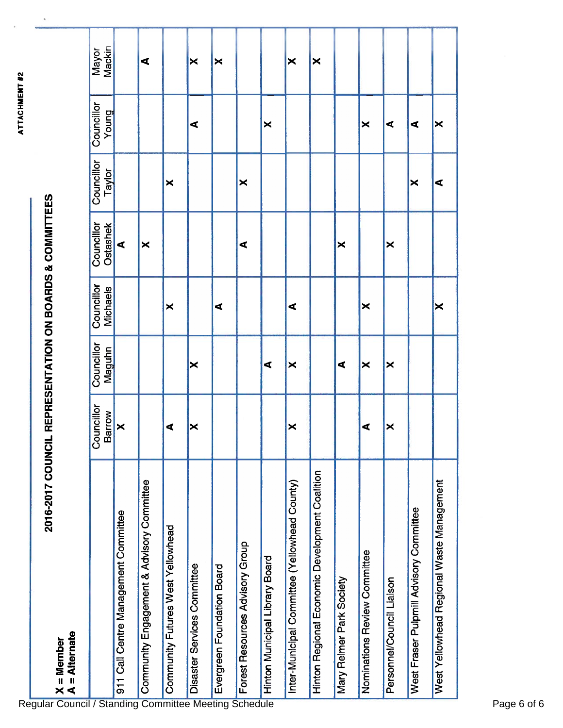ATTACHMENT #2

## 2016-2017 COUNCIL REPRESENTATION ON BOARDS & COMMITTEES

**X = Member**
**A = Alternate**

| | Councillor Barrow | Councillor Maguhn | Councillor Michaels | Councillor Ostashek | Councillor Taylor | Councillor Young | Mayor Mackin |
|---|---|---|---|---|---|---|---|
| 911 Call Centre Management Committee | X | | | A | | | |
| Community Engagement & Advisory Committee | | | | X | | | A |
| Community Futures West Yellowhead | A | | X | | X | | |
| Disaster Services Committee | X | X | | | | A | X |
| Evergreen Foundation Board | | | A | | | | X |
| Forest Resources Advisory Group | | | | A | X | | |
| Hinton Municipal Library Board | | A | | | | X | |
| Inter-Municipal Committee (Yellowhead County) | X | X | A | | | | X |
| Hinton Regional Economic Development Coalition | | | | | | | X |
| Mary Reimer Park Society | | A | | X | | | |
| Nominations Review Committee | A | X | X | | | X | |
| Personnel/Council Liaison | X | X | | X | | A | |
| West Fraser Pulpmill Advisory Committee | | | | | X | A | |
| West Yellowhead Regional Waste Management | | | X | | A | X | |